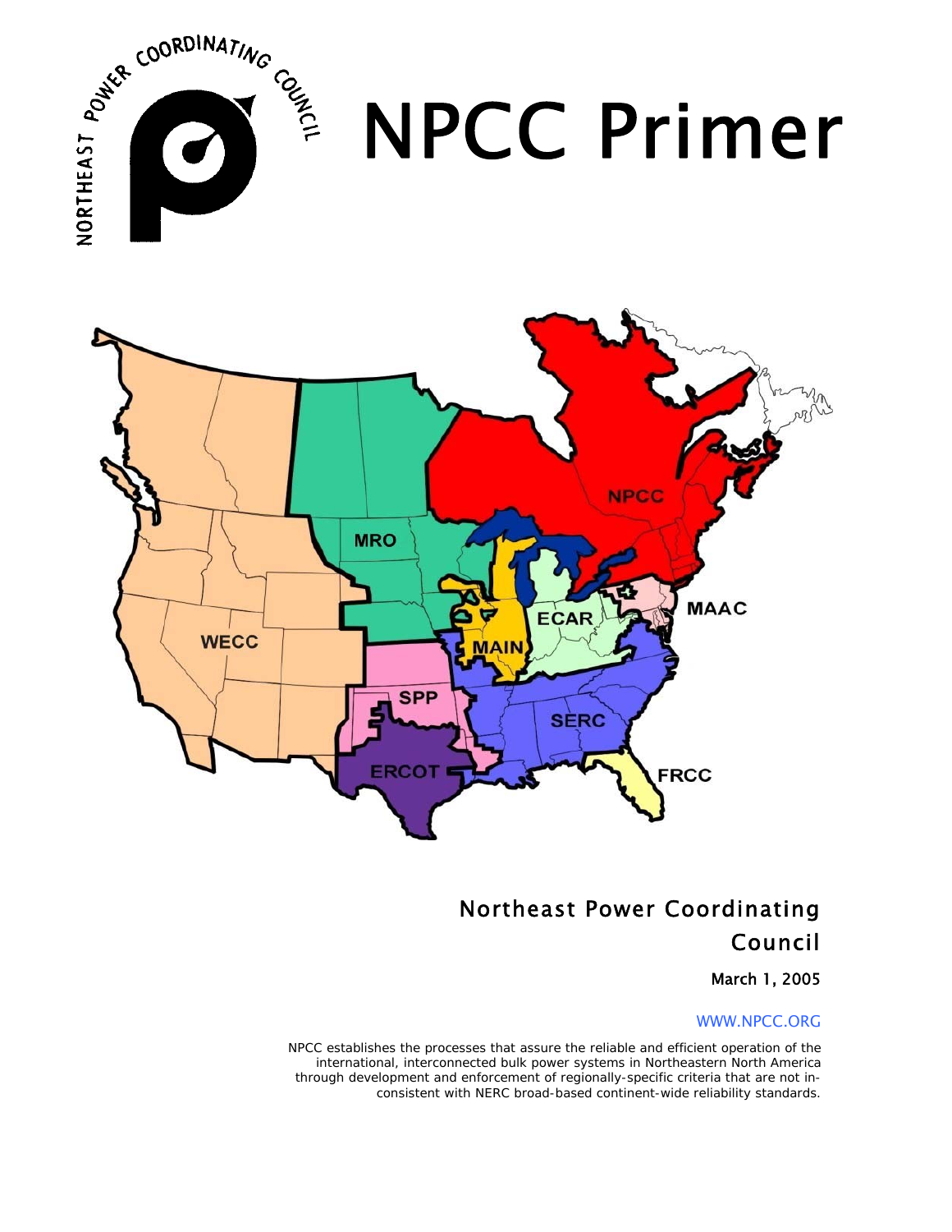# NPCC Primer

Northeast Power Coordinating Council

March 1, 2005

WWW.NPCC.ORG

NPCC establishes the processes that assure the reliable and efficient operation of the international, interconnected bulk power systems in Northeastern North America through development and enforcement of regionally-specific criteria that are not inconsistent with NERC broad-based continent-wide reliability standards.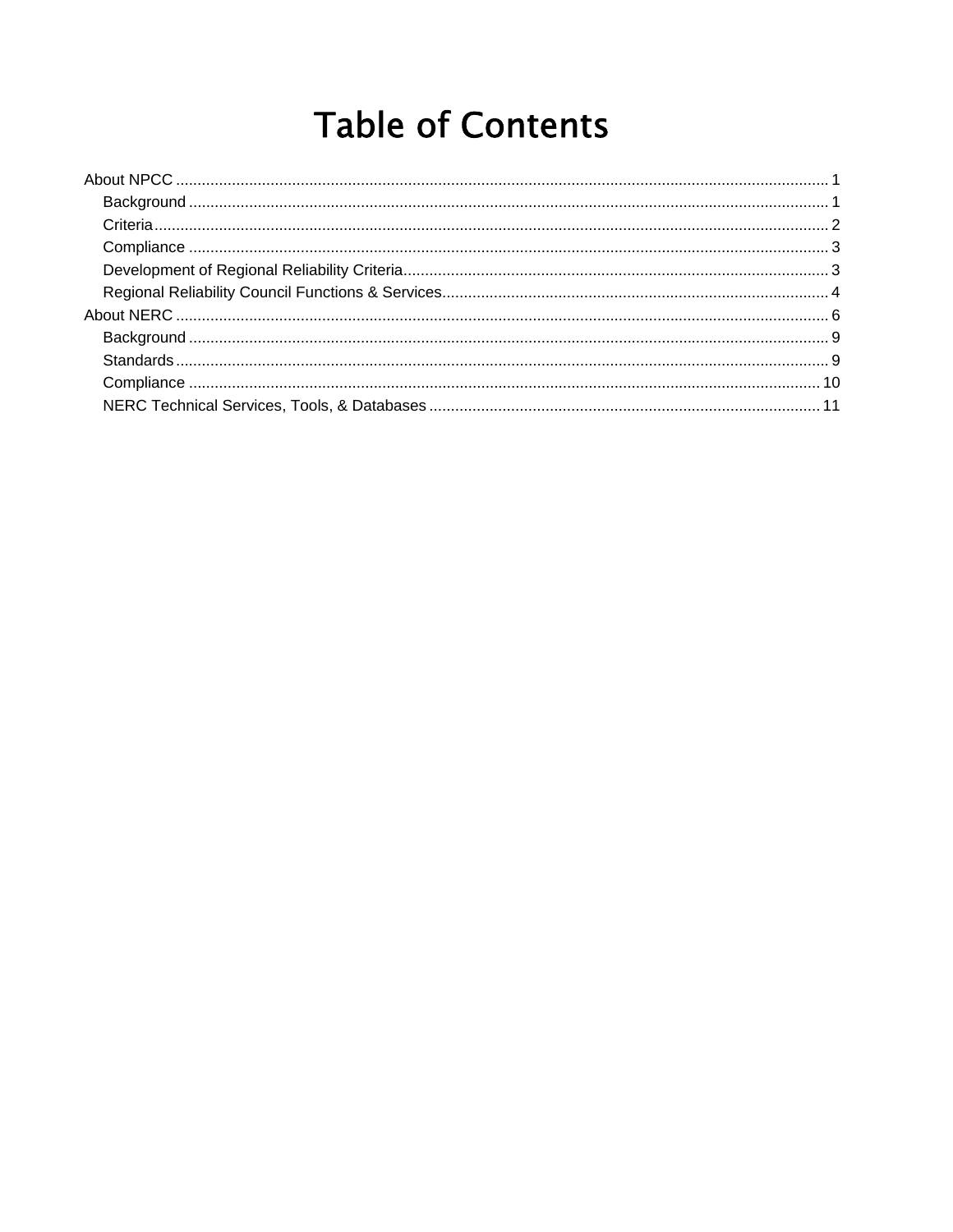# Table of Contents

- About NPCC ..... 1
  - Background ..... 1
  - Criteria ..... 2
  - Compliance ..... 3
  - Development of Regional Reliability Criteria ..... 3
  - Regional Reliability Council Functions & Services ..... 4
- About NERC ..... 6
  - Background ..... 9
  - Standards ..... 9
  - Compliance ..... 10
  - NERC Technical Services, Tools, & Databases ..... 11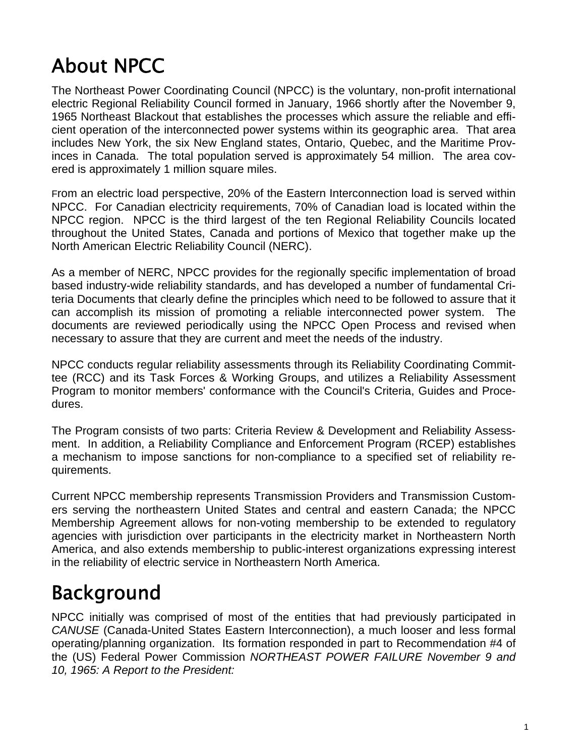# About NPCC

The Northeast Power Coordinating Council (NPCC) is the voluntary, non-profit international electric Regional Reliability Council formed in January, 1966 shortly after the November 9, 1965 Northeast Blackout that establishes the processes which assure the reliable and efficient operation of the interconnected power systems within its geographic area. That area includes New York, the six New England states, Ontario, Quebec, and the Maritime Provinces in Canada. The total population served is approximately 54 million. The area covered is approximately 1 million square miles.

From an electric load perspective, 20% of the Eastern Interconnection load is served within NPCC. For Canadian electricity requirements, 70% of Canadian load is located within the NPCC region. NPCC is the third largest of the ten Regional Reliability Councils located throughout the United States, Canada and portions of Mexico that together make up the North American Electric Reliability Council (NERC).

As a member of NERC, NPCC provides for the regionally specific implementation of broad based industry-wide reliability standards, and has developed a number of fundamental Criteria Documents that clearly define the principles which need to be followed to assure that it can accomplish its mission of promoting a reliable interconnected power system. The documents are reviewed periodically using the NPCC Open Process and revised when necessary to assure that they are current and meet the needs of the industry.

NPCC conducts regular reliability assessments through its Reliability Coordinating Committee (RCC) and its Task Forces & Working Groups, and utilizes a Reliability Assessment Program to monitor members' conformance with the Council's Criteria, Guides and Procedures.

The Program consists of two parts: Criteria Review & Development and Reliability Assessment. In addition, a Reliability Compliance and Enforcement Program (RCEP) establishes a mechanism to impose sanctions for non-compliance to a specified set of reliability requirements.

Current NPCC membership represents Transmission Providers and Transmission Customers serving the northeastern United States and central and eastern Canada; the NPCC Membership Agreement allows for non-voting membership to be extended to regulatory agencies with jurisdiction over participants in the electricity market in Northeastern North America, and also extends membership to public-interest organizations expressing interest in the reliability of electric service in Northeastern North America.

# Background

NPCC initially was comprised of most of the entities that had previously participated in *CANUSE* (Canada-United States Eastern Interconnection), a much looser and less formal operating/planning organization. Its formation responded in part to Recommendation #4 of the (US) Federal Power Commission *NORTHEAST POWER FAILURE November 9 and 10, 1965: A Report to the President:*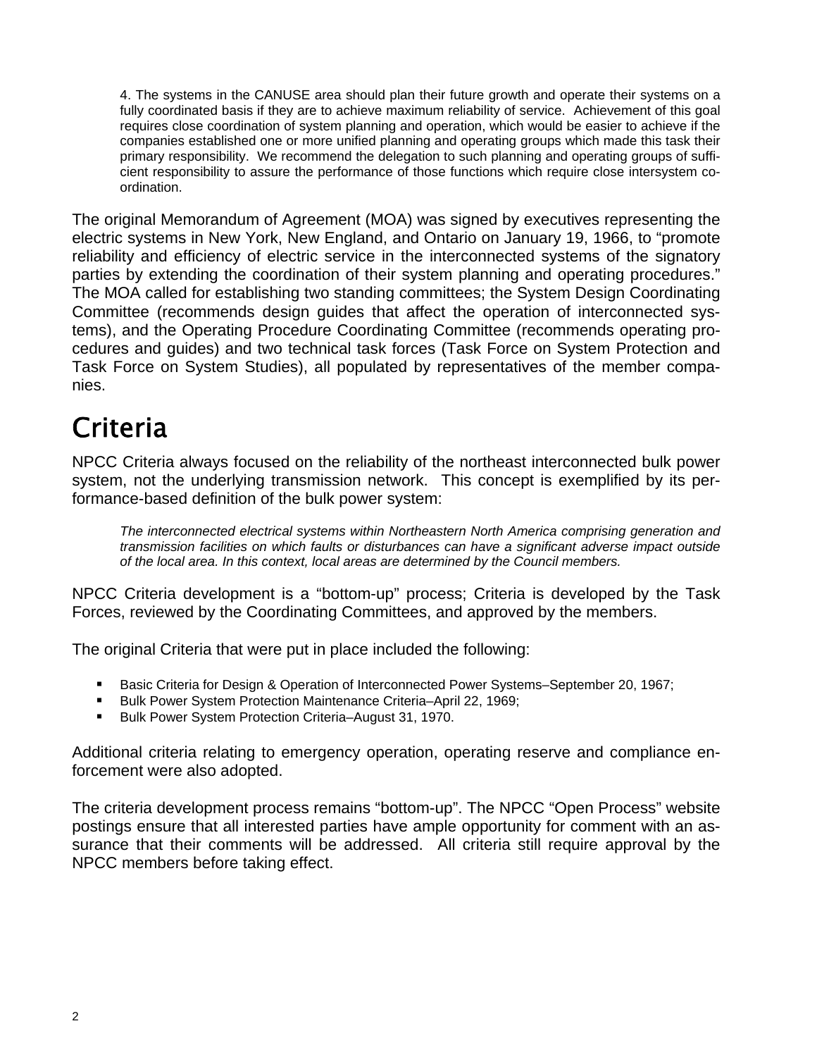> 4. The systems in the CANUSE area should plan their future growth and operate their systems on a fully coordinated basis if they are to achieve maximum reliability of service. Achievement of this goal requires close coordination of system planning and operation, which would be easier to achieve if the companies established one or more unified planning and operating groups which made this task their primary responsibility. We recommend the delegation to such planning and operating groups of sufficient responsibility to assure the performance of those functions which require close intersystem coordination.

The original Memorandum of Agreement (MOA) was signed by executives representing the electric systems in New York, New England, and Ontario on January 19, 1966, to "promote reliability and efficiency of electric service in the interconnected systems of the signatory parties by extending the coordination of their system planning and operating procedures." The MOA called for establishing two standing committees; the System Design Coordinating Committee (recommends design guides that affect the operation of interconnected systems), and the Operating Procedure Coordinating Committee (recommends operating procedures and guides) and two technical task forces (Task Force on System Protection and Task Force on System Studies), all populated by representatives of the member companies.

# Criteria

NPCC Criteria always focused on the reliability of the northeast interconnected bulk power system, not the underlying transmission network. This concept is exemplified by its performance-based definition of the bulk power system:

> *The interconnected electrical systems within Northeastern North America comprising generation and transmission facilities on which faults or disturbances can have a significant adverse impact outside of the local area. In this context, local areas are determined by the Council members.*

NPCC Criteria development is a "bottom-up" process; Criteria is developed by the Task Forces, reviewed by the Coordinating Committees, and approved by the members.

The original Criteria that were put in place included the following:

- Basic Criteria for Design & Operation of Interconnected Power Systems–September 20, 1967;
- Bulk Power System Protection Maintenance Criteria–April 22, 1969;
- Bulk Power System Protection Criteria–August 31, 1970.

Additional criteria relating to emergency operation, operating reserve and compliance enforcement were also adopted.

The criteria development process remains "bottom-up". The NPCC "Open Process" website postings ensure that all interested parties have ample opportunity for comment with an assurance that their comments will be addressed. All criteria still require approval by the NPCC members before taking effect.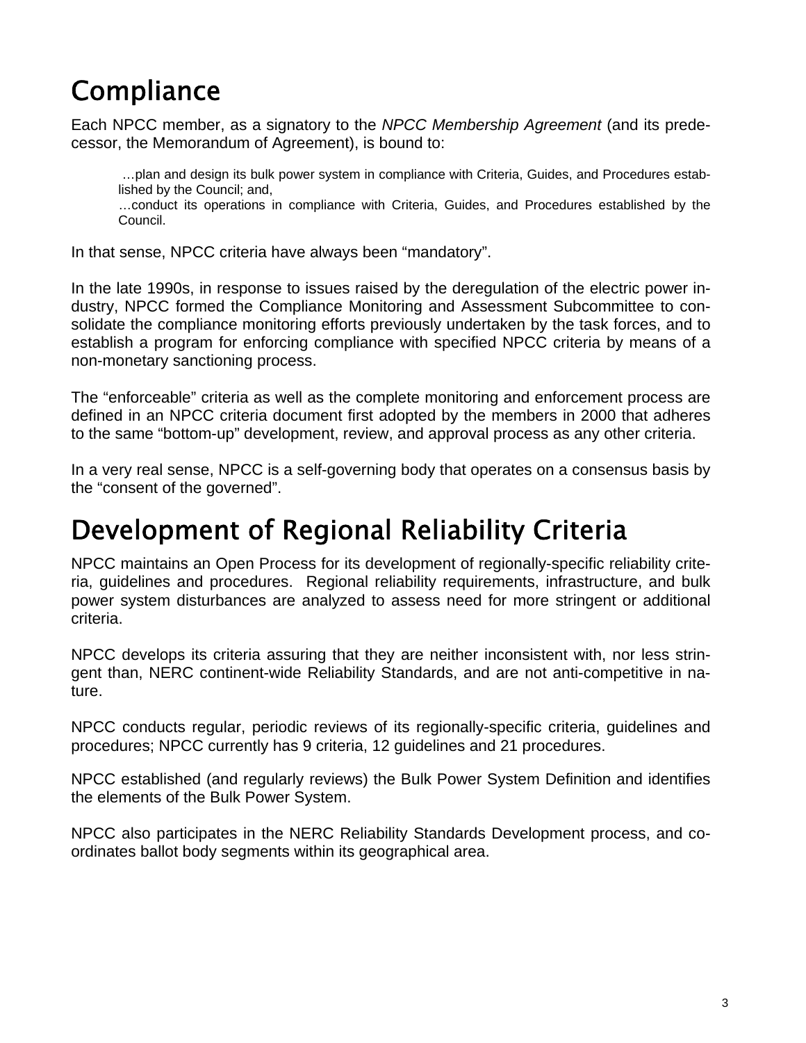# Compliance

Each NPCC member, as a signatory to the *NPCC Membership Agreement* (and its predecessor, the Memorandum of Agreement), is bound to:

> …plan and design its bulk power system in compliance with Criteria, Guides, and Procedures established by the Council; and,
> …conduct its operations in compliance with Criteria, Guides, and Procedures established by the Council.

In that sense, NPCC criteria have always been "mandatory".

In the late 1990s, in response to issues raised by the deregulation of the electric power industry, NPCC formed the Compliance Monitoring and Assessment Subcommittee to consolidate the compliance monitoring efforts previously undertaken by the task forces, and to establish a program for enforcing compliance with specified NPCC criteria by means of a non-monetary sanctioning process.

The "enforceable" criteria as well as the complete monitoring and enforcement process are defined in an NPCC criteria document first adopted by the members in 2000 that adheres to the same "bottom-up" development, review, and approval process as any other criteria.

In a very real sense, NPCC is a self-governing body that operates on a consensus basis by the "consent of the governed".

# Development of Regional Reliability Criteria

NPCC maintains an Open Process for its development of regionally-specific reliability criteria, guidelines and procedures. Regional reliability requirements, infrastructure, and bulk power system disturbances are analyzed to assess need for more stringent or additional criteria.

NPCC develops its criteria assuring that they are neither inconsistent with, nor less stringent than, NERC continent-wide Reliability Standards, and are not anti-competitive in nature.

NPCC conducts regular, periodic reviews of its regionally-specific criteria, guidelines and procedures; NPCC currently has 9 criteria, 12 guidelines and 21 procedures.

NPCC established (and regularly reviews) the Bulk Power System Definition and identifies the elements of the Bulk Power System.

NPCC also participates in the NERC Reliability Standards Development process, and coordinates ballot body segments within its geographical area.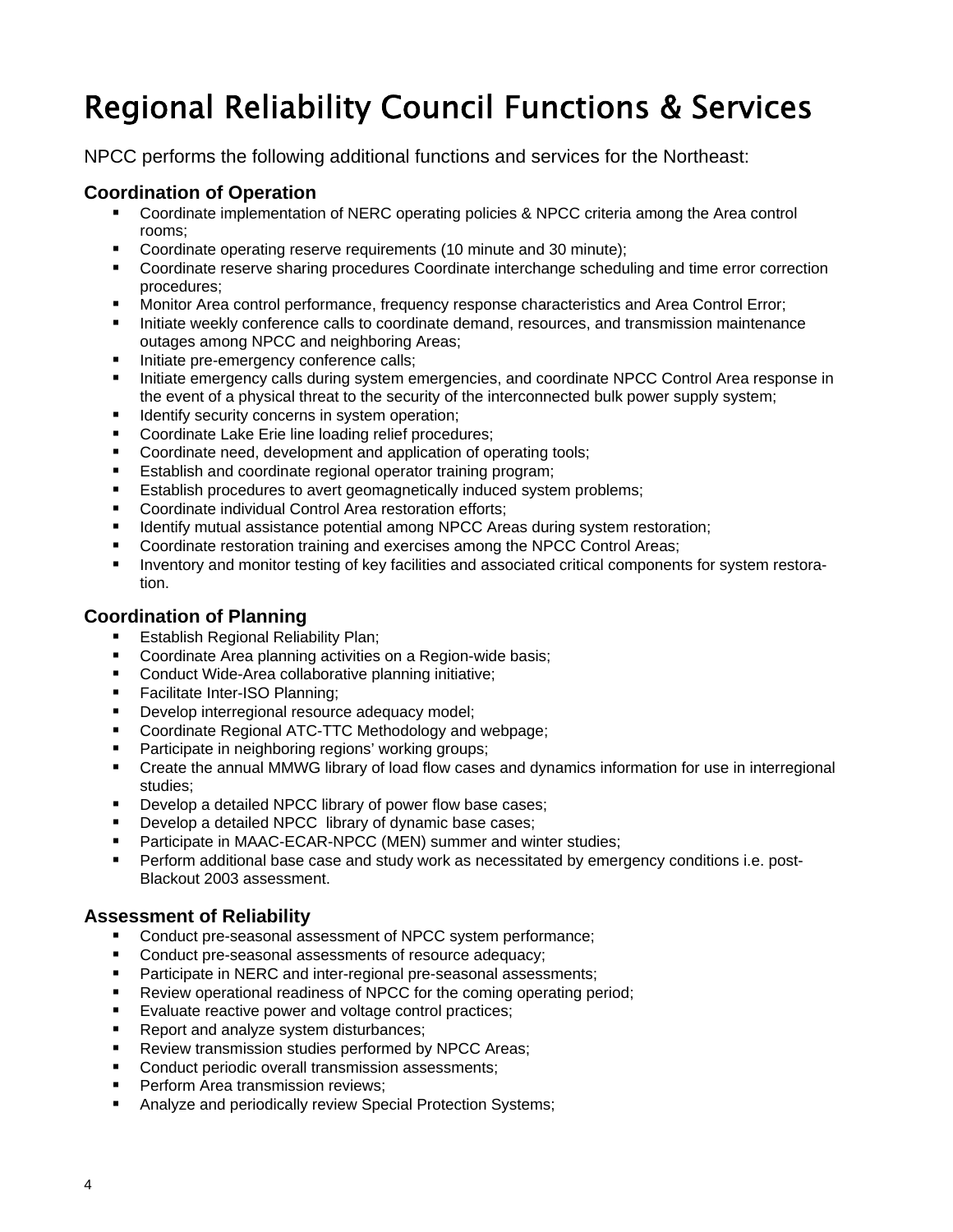# Regional Reliability Council Functions & Services

NPCC performs the following additional functions and services for the Northeast:

### Coordination of Operation

- Coordinate implementation of NERC operating policies & NPCC criteria among the Area control rooms;
- Coordinate operating reserve requirements (10 minute and 30 minute);
- Coordinate reserve sharing procedures Coordinate interchange scheduling and time error correction procedures;
- Monitor Area control performance, frequency response characteristics and Area Control Error;
- Initiate weekly conference calls to coordinate demand, resources, and transmission maintenance outages among NPCC and neighboring Areas;
- Initiate pre-emergency conference calls;
- Initiate emergency calls during system emergencies, and coordinate NPCC Control Area response in the event of a physical threat to the security of the interconnected bulk power supply system;
- Identify security concerns in system operation;
- Coordinate Lake Erie line loading relief procedures;
- Coordinate need, development and application of operating tools;
- Establish and coordinate regional operator training program;
- Establish procedures to avert geomagnetically induced system problems;
- Coordinate individual Control Area restoration efforts;
- Identify mutual assistance potential among NPCC Areas during system restoration;
- Coordinate restoration training and exercises among the NPCC Control Areas;
- Inventory and monitor testing of key facilities and associated critical components for system restoration.

### Coordination of Planning

- Establish Regional Reliability Plan;
- Coordinate Area planning activities on a Region-wide basis;
- Conduct Wide-Area collaborative planning initiative;
- Facilitate Inter-ISO Planning;
- Develop interregional resource adequacy model;
- Coordinate Regional ATC-TTC Methodology and webpage;
- Participate in neighboring regions' working groups;
- Create the annual MMWG library of load flow cases and dynamics information for use in interregional studies;
- Develop a detailed NPCC library of power flow base cases;
- Develop a detailed NPCC library of dynamic base cases;
- Participate in MAAC-ECAR-NPCC (MEN) summer and winter studies;
- Perform additional base case and study work as necessitated by emergency conditions i.e. post-Blackout 2003 assessment.

### Assessment of Reliability

- Conduct pre-seasonal assessment of NPCC system performance;
- Conduct pre-seasonal assessments of resource adequacy;
- Participate in NERC and inter-regional pre-seasonal assessments;
- Review operational readiness of NPCC for the coming operating period;
- Evaluate reactive power and voltage control practices;
- Report and analyze system disturbances;
- Review transmission studies performed by NPCC Areas;
- Conduct periodic overall transmission assessments;
- Perform Area transmission reviews;
- Analyze and periodically review Special Protection Systems;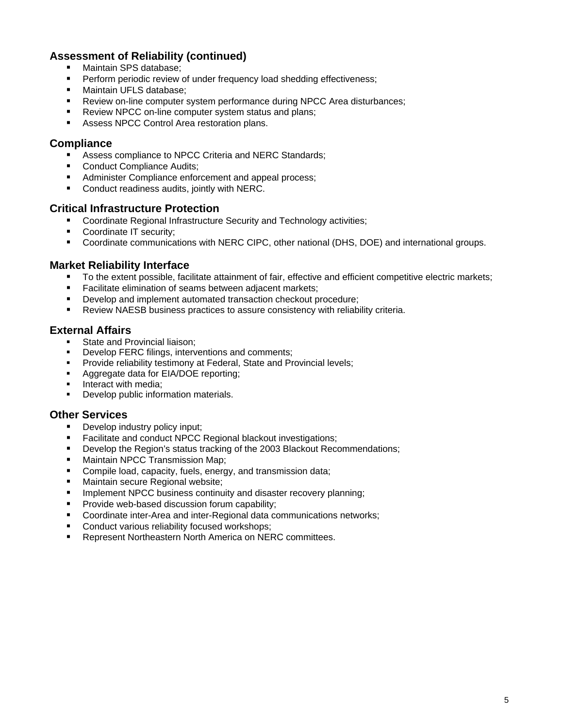### Assessment of Reliability (continued)

- Maintain SPS database;
- Perform periodic review of under frequency load shedding effectiveness;
- Maintain UFLS database;
- Review on-line computer system performance during NPCC Area disturbances;
- Review NPCC on-line computer system status and plans;
- Assess NPCC Control Area restoration plans.

### Compliance

- Assess compliance to NPCC Criteria and NERC Standards;
- Conduct Compliance Audits;
- Administer Compliance enforcement and appeal process;
- Conduct readiness audits, jointly with NERC.

### Critical Infrastructure Protection

- Coordinate Regional Infrastructure Security and Technology activities;
- Coordinate IT security;
- Coordinate communications with NERC CIPC, other national (DHS, DOE) and international groups.

### Market Reliability Interface

- To the extent possible, facilitate attainment of fair, effective and efficient competitive electric markets;
- Facilitate elimination of seams between adjacent markets;
- Develop and implement automated transaction checkout procedure;
- Review NAESB business practices to assure consistency with reliability criteria.

### External Affairs

- State and Provincial liaison;
- Develop FERC filings, interventions and comments;
- Provide reliability testimony at Federal, State and Provincial levels;
- Aggregate data for EIA/DOE reporting;
- Interact with media;
- Develop public information materials.

### Other Services

- Develop industry policy input;
- Facilitate and conduct NPCC Regional blackout investigations;
- Develop the Region's status tracking of the 2003 Blackout Recommendations;
- Maintain NPCC Transmission Map;
- Compile load, capacity, fuels, energy, and transmission data;
- Maintain secure Regional website;
- Implement NPCC business continuity and disaster recovery planning;
- Provide web-based discussion forum capability;
- Coordinate inter-Area and inter-Regional data communications networks;
- Conduct various reliability focused workshops;
- Represent Northeastern North America on NERC committees.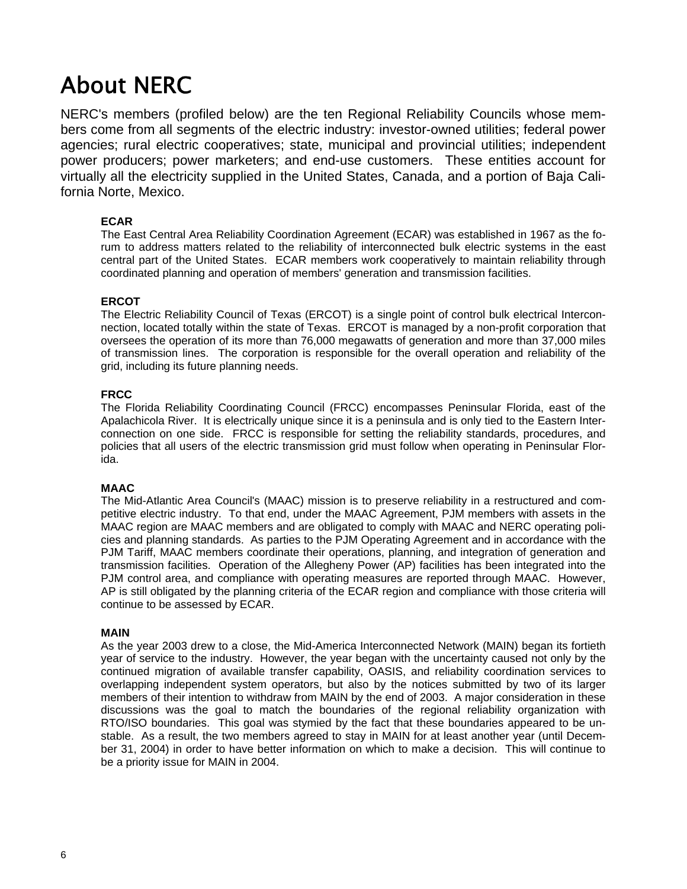# About NERC

NERC's members (profiled below) are the ten Regional Reliability Councils whose members come from all segments of the electric industry: investor-owned utilities; federal power agencies; rural electric cooperatives; state, municipal and provincial utilities; independent power producers; power marketers; and end-use customers. These entities account for virtually all the electricity supplied in the United States, Canada, and a portion of Baja California Norte, Mexico.

**ECAR**

The East Central Area Reliability Coordination Agreement (ECAR) was established in 1967 as the forum to address matters related to the reliability of interconnected bulk electric systems in the east central part of the United States. ECAR members work cooperatively to maintain reliability through coordinated planning and operation of members' generation and transmission facilities.

**ERCOT**

The Electric Reliability Council of Texas (ERCOT) is a single point of control bulk electrical Interconnection, located totally within the state of Texas. ERCOT is managed by a non-profit corporation that oversees the operation of its more than 76,000 megawatts of generation and more than 37,000 miles of transmission lines. The corporation is responsible for the overall operation and reliability of the grid, including its future planning needs.

**FRCC**

The Florida Reliability Coordinating Council (FRCC) encompasses Peninsular Florida, east of the Apalachicola River. It is electrically unique since it is a peninsula and is only tied to the Eastern Interconnection on one side. FRCC is responsible for setting the reliability standards, procedures, and policies that all users of the electric transmission grid must follow when operating in Peninsular Florida.

**MAAC**

The Mid-Atlantic Area Council's (MAAC) mission is to preserve reliability in a restructured and competitive electric industry. To that end, under the MAAC Agreement, PJM members with assets in the MAAC region are MAAC members and are obligated to comply with MAAC and NERC operating policies and planning standards. As parties to the PJM Operating Agreement and in accordance with the PJM Tariff, MAAC members coordinate their operations, planning, and integration of generation and transmission facilities. Operation of the Allegheny Power (AP) facilities has been integrated into the PJM control area, and compliance with operating measures are reported through MAAC. However, AP is still obligated by the planning criteria of the ECAR region and compliance with those criteria will continue to be assessed by ECAR.

**MAIN**

As the year 2003 drew to a close, the Mid-America Interconnected Network (MAIN) began its fortieth year of service to the industry. However, the year began with the uncertainty caused not only by the continued migration of available transfer capability, OASIS, and reliability coordination services to overlapping independent system operators, but also by the notices submitted by two of its larger members of their intention to withdraw from MAIN by the end of 2003. A major consideration in these discussions was the goal to match the boundaries of the regional reliability organization with RTO/ISO boundaries. This goal was stymied by the fact that these boundaries appeared to be unstable. As a result, the two members agreed to stay in MAIN for at least another year (until December 31, 2004) in order to have better information on which to make a decision. This will continue to be a priority issue for MAIN in 2004.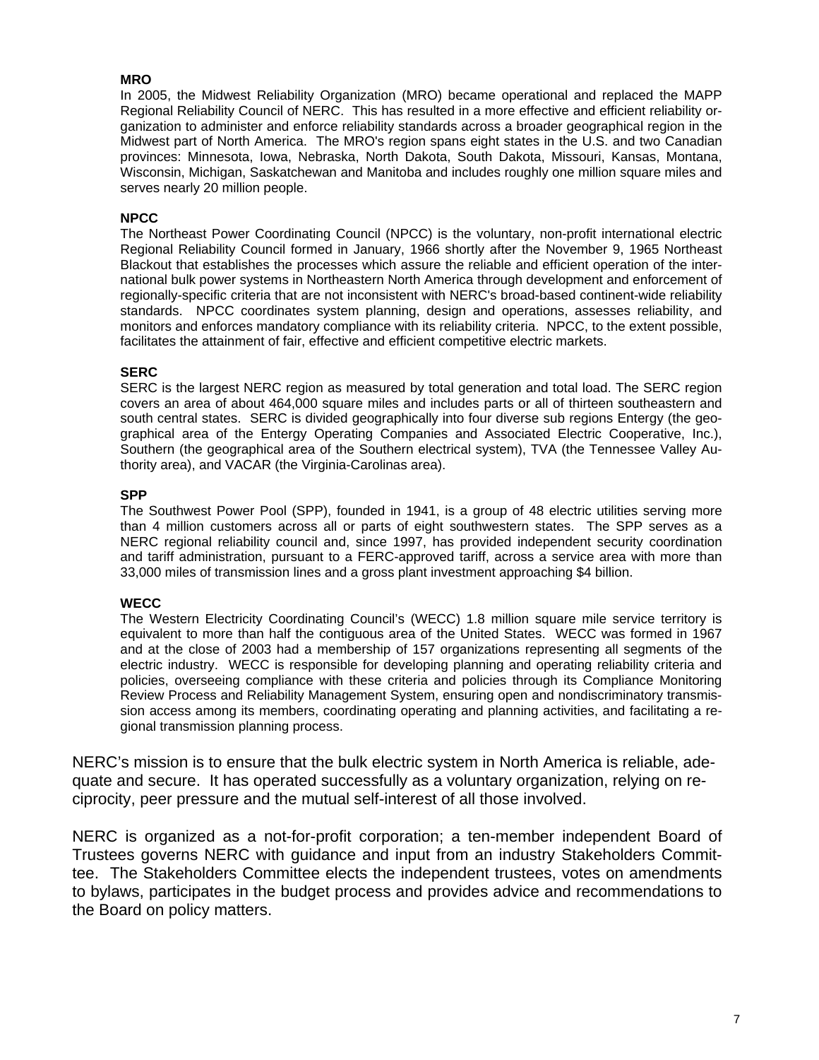### MRO

In 2005, the Midwest Reliability Organization (MRO) became operational and replaced the MAPP Regional Reliability Council of NERC. This has resulted in a more effective and efficient reliability organization to administer and enforce reliability standards across a broader geographical region in the Midwest part of North America. The MRO's region spans eight states in the U.S. and two Canadian provinces: Minnesota, Iowa, Nebraska, North Dakota, South Dakota, Missouri, Kansas, Montana, Wisconsin, Michigan, Saskatchewan and Manitoba and includes roughly one million square miles and serves nearly 20 million people.

### NPCC

The Northeast Power Coordinating Council (NPCC) is the voluntary, non-profit international electric Regional Reliability Council formed in January, 1966 shortly after the November 9, 1965 Northeast Blackout that establishes the processes which assure the reliable and efficient operation of the international bulk power systems in Northeastern North America through development and enforcement of regionally-specific criteria that are not inconsistent with NERC's broad-based continent-wide reliability standards. NPCC coordinates system planning, design and operations, assesses reliability, and monitors and enforces mandatory compliance with its reliability criteria. NPCC, to the extent possible, facilitates the attainment of fair, effective and efficient competitive electric markets.

### SERC

SERC is the largest NERC region as measured by total generation and total load. The SERC region covers an area of about 464,000 square miles and includes parts or all of thirteen southeastern and south central states. SERC is divided geographically into four diverse sub regions Entergy (the geographical area of the Entergy Operating Companies and Associated Electric Cooperative, Inc.), Southern (the geographical area of the Southern electrical system), TVA (the Tennessee Valley Authority area), and VACAR (the Virginia-Carolinas area).

### SPP

The Southwest Power Pool (SPP), founded in 1941, is a group of 48 electric utilities serving more than 4 million customers across all or parts of eight southwestern states. The SPP serves as a NERC regional reliability council and, since 1997, has provided independent security coordination and tariff administration, pursuant to a FERC-approved tariff, across a service area with more than 33,000 miles of transmission lines and a gross plant investment approaching $4 billion.

### WECC

The Western Electricity Coordinating Council's (WECC) 1.8 million square mile service territory is equivalent to more than half the contiguous area of the United States. WECC was formed in 1967 and at the close of 2003 had a membership of 157 organizations representing all segments of the electric industry. WECC is responsible for developing planning and operating reliability criteria and policies, overseeing compliance with these criteria and policies through its Compliance Monitoring Review Process and Reliability Management System, ensuring open and nondiscriminatory transmission access among its members, coordinating operating and planning activities, and facilitating a regional transmission planning process.

NERC's mission is to ensure that the bulk electric system in North America is reliable, adequate and secure. It has operated successfully as a voluntary organization, relying on reciprocity, peer pressure and the mutual self-interest of all those involved.

NERC is organized as a not-for-profit corporation; a ten-member independent Board of Trustees governs NERC with guidance and input from an industry Stakeholders Committee. The Stakeholders Committee elects the independent trustees, votes on amendments to bylaws, participates in the budget process and provides advice and recommendations to the Board on policy matters.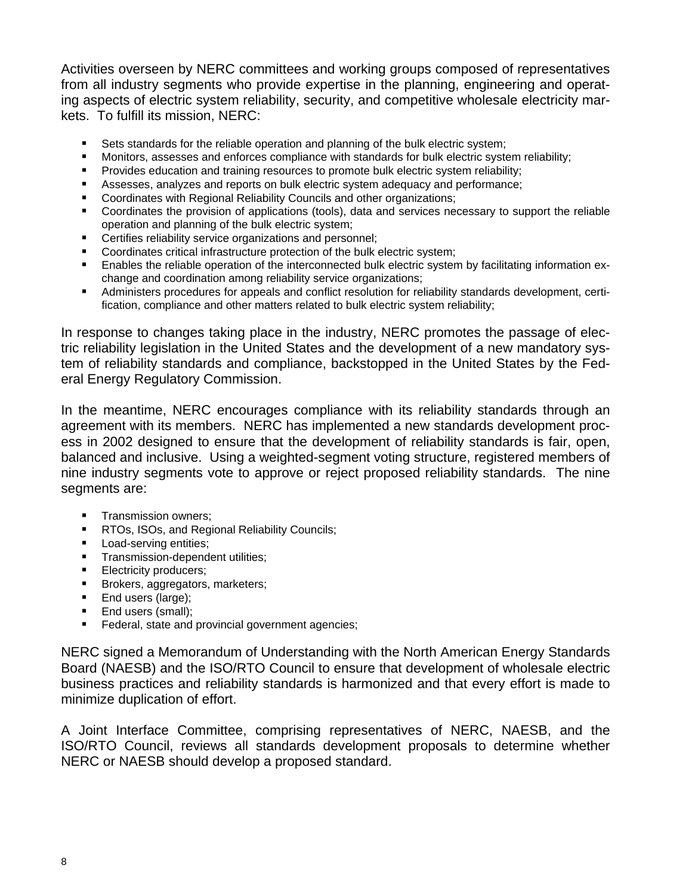Activities overseen by NERC committees and working groups composed of representatives from all industry segments who provide expertise in the planning, engineering and operating aspects of electric system reliability, security, and competitive wholesale electricity markets. To fulfill its mission, NERC:

- Sets standards for the reliable operation and planning of the bulk electric system;
- Monitors, assesses and enforces compliance with standards for bulk electric system reliability;
- Provides education and training resources to promote bulk electric system reliability;
- Assesses, analyzes and reports on bulk electric system adequacy and performance;
- Coordinates with Regional Reliability Councils and other organizations;
- Coordinates the provision of applications (tools), data and services necessary to support the reliable operation and planning of the bulk electric system;
- Certifies reliability service organizations and personnel;
- Coordinates critical infrastructure protection of the bulk electric system;
- Enables the reliable operation of the interconnected bulk electric system by facilitating information exchange and coordination among reliability service organizations;
- Administers procedures for appeals and conflict resolution for reliability standards development, certification, compliance and other matters related to bulk electric system reliability;

In response to changes taking place in the industry, NERC promotes the passage of electric reliability legislation in the United States and the development of a new mandatory system of reliability standards and compliance, backstopped in the United States by the Federal Energy Regulatory Commission.

In the meantime, NERC encourages compliance with its reliability standards through an agreement with its members. NERC has implemented a new standards development process in 2002 designed to ensure that the development of reliability standards is fair, open, balanced and inclusive. Using a weighted-segment voting structure, registered members of nine industry segments vote to approve or reject proposed reliability standards. The nine segments are:

- Transmission owners;
- RTOs, ISOs, and Regional Reliability Councils;
- Load-serving entities;
- Transmission-dependent utilities;
- Electricity producers;
- Brokers, aggregators, marketers;
- End users (large);
- End users (small);
- Federal, state and provincial government agencies;

NERC signed a Memorandum of Understanding with the North American Energy Standards Board (NAESB) and the ISO/RTO Council to ensure that development of wholesale electric business practices and reliability standards is harmonized and that every effort is made to minimize duplication of effort.

A Joint Interface Committee, comprising representatives of NERC, NAESB, and the ISO/RTO Council, reviews all standards development proposals to determine whether NERC or NAESB should develop a proposed standard.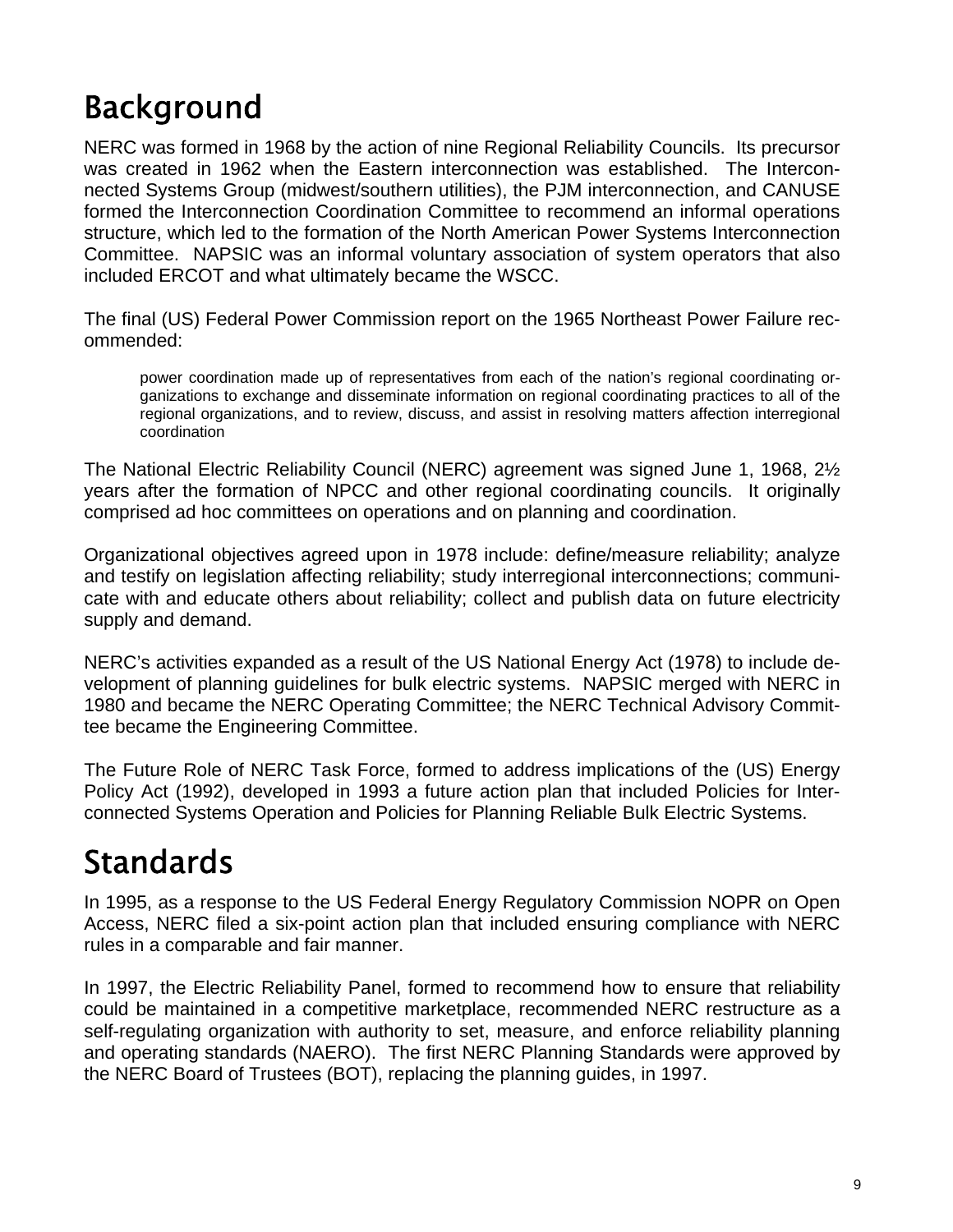# Background

NERC was formed in 1968 by the action of nine Regional Reliability Councils. Its precursor was created in 1962 when the Eastern interconnection was established. The Interconnected Systems Group (midwest/southern utilities), the PJM interconnection, and CANUSE formed the Interconnection Coordination Committee to recommend an informal operations structure, which led to the formation of the North American Power Systems Interconnection Committee. NAPSIC was an informal voluntary association of system operators that also included ERCOT and what ultimately became the WSCC.

The final (US) Federal Power Commission report on the 1965 Northeast Power Failure recommended:

> power coordination made up of representatives from each of the nation's regional coordinating organizations to exchange and disseminate information on regional coordinating practices to all of the regional organizations, and to review, discuss, and assist in resolving matters affection interregional coordination

The National Electric Reliability Council (NERC) agreement was signed June 1, 1968, 2½ years after the formation of NPCC and other regional coordinating councils. It originally comprised ad hoc committees on operations and on planning and coordination.

Organizational objectives agreed upon in 1978 include: define/measure reliability; analyze and testify on legislation affecting reliability; study interregional interconnections; communicate with and educate others about reliability; collect and publish data on future electricity supply and demand.

NERC's activities expanded as a result of the US National Energy Act (1978) to include development of planning guidelines for bulk electric systems. NAPSIC merged with NERC in 1980 and became the NERC Operating Committee; the NERC Technical Advisory Committee became the Engineering Committee.

The Future Role of NERC Task Force, formed to address implications of the (US) Energy Policy Act (1992), developed in 1993 a future action plan that included Policies for Interconnected Systems Operation and Policies for Planning Reliable Bulk Electric Systems.

# Standards

In 1995, as a response to the US Federal Energy Regulatory Commission NOPR on Open Access, NERC filed a six-point action plan that included ensuring compliance with NERC rules in a comparable and fair manner.

In 1997, the Electric Reliability Panel, formed to recommend how to ensure that reliability could be maintained in a competitive marketplace, recommended NERC restructure as a self-regulating organization with authority to set, measure, and enforce reliability planning and operating standards (NAERO). The first NERC Planning Standards were approved by the NERC Board of Trustees (BOT), replacing the planning guides, in 1997.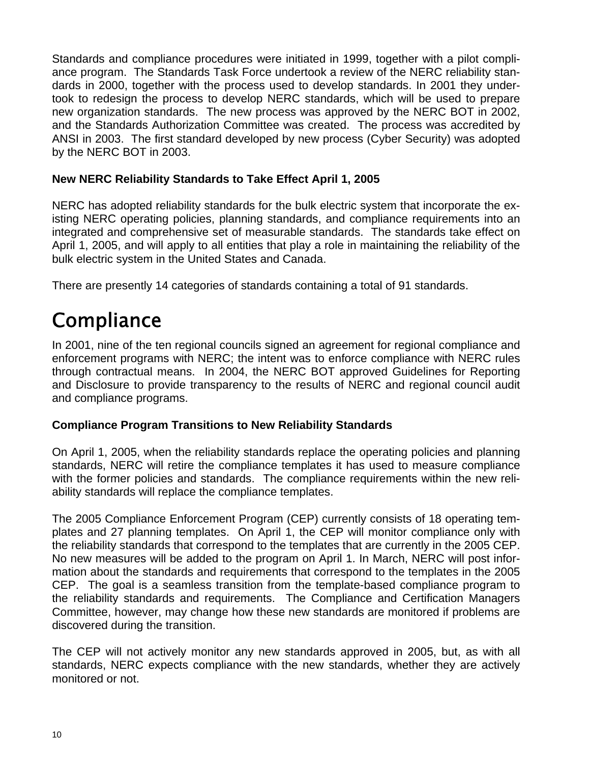Standards and compliance procedures were initiated in 1999, together with a pilot compliance program. The Standards Task Force undertook a review of the NERC reliability standards in 2000, together with the process used to develop standards. In 2001 they undertook to redesign the process to develop NERC standards, which will be used to prepare new organization standards. The new process was approved by the NERC BOT in 2002, and the Standards Authorization Committee was created. The process was accredited by ANSI in 2003. The first standard developed by new process (Cyber Security) was adopted by the NERC BOT in 2003.

**New NERC Reliability Standards to Take Effect April 1, 2005**

NERC has adopted reliability standards for the bulk electric system that incorporate the existing NERC operating policies, planning standards, and compliance requirements into an integrated and comprehensive set of measurable standards. The standards take effect on April 1, 2005, and will apply to all entities that play a role in maintaining the reliability of the bulk electric system in the United States and Canada.

There are presently 14 categories of standards containing a total of 91 standards.

# Compliance

In 2001, nine of the ten regional councils signed an agreement for regional compliance and enforcement programs with NERC; the intent was to enforce compliance with NERC rules through contractual means. In 2004, the NERC BOT approved Guidelines for Reporting and Disclosure to provide transparency to the results of NERC and regional council audit and compliance programs.

**Compliance Program Transitions to New Reliability Standards**

On April 1, 2005, when the reliability standards replace the operating policies and planning standards, NERC will retire the compliance templates it has used to measure compliance with the former policies and standards. The compliance requirements within the new reliability standards will replace the compliance templates.

The 2005 Compliance Enforcement Program (CEP) currently consists of 18 operating templates and 27 planning templates. On April 1, the CEP will monitor compliance only with the reliability standards that correspond to the templates that are currently in the 2005 CEP. No new measures will be added to the program on April 1. In March, NERC will post information about the standards and requirements that correspond to the templates in the 2005 CEP. The goal is a seamless transition from the template-based compliance program to the reliability standards and requirements. The Compliance and Certification Managers Committee, however, may change how these new standards are monitored if problems are discovered during the transition.

The CEP will not actively monitor any new standards approved in 2005, but, as with all standards, NERC expects compliance with the new standards, whether they are actively monitored or not.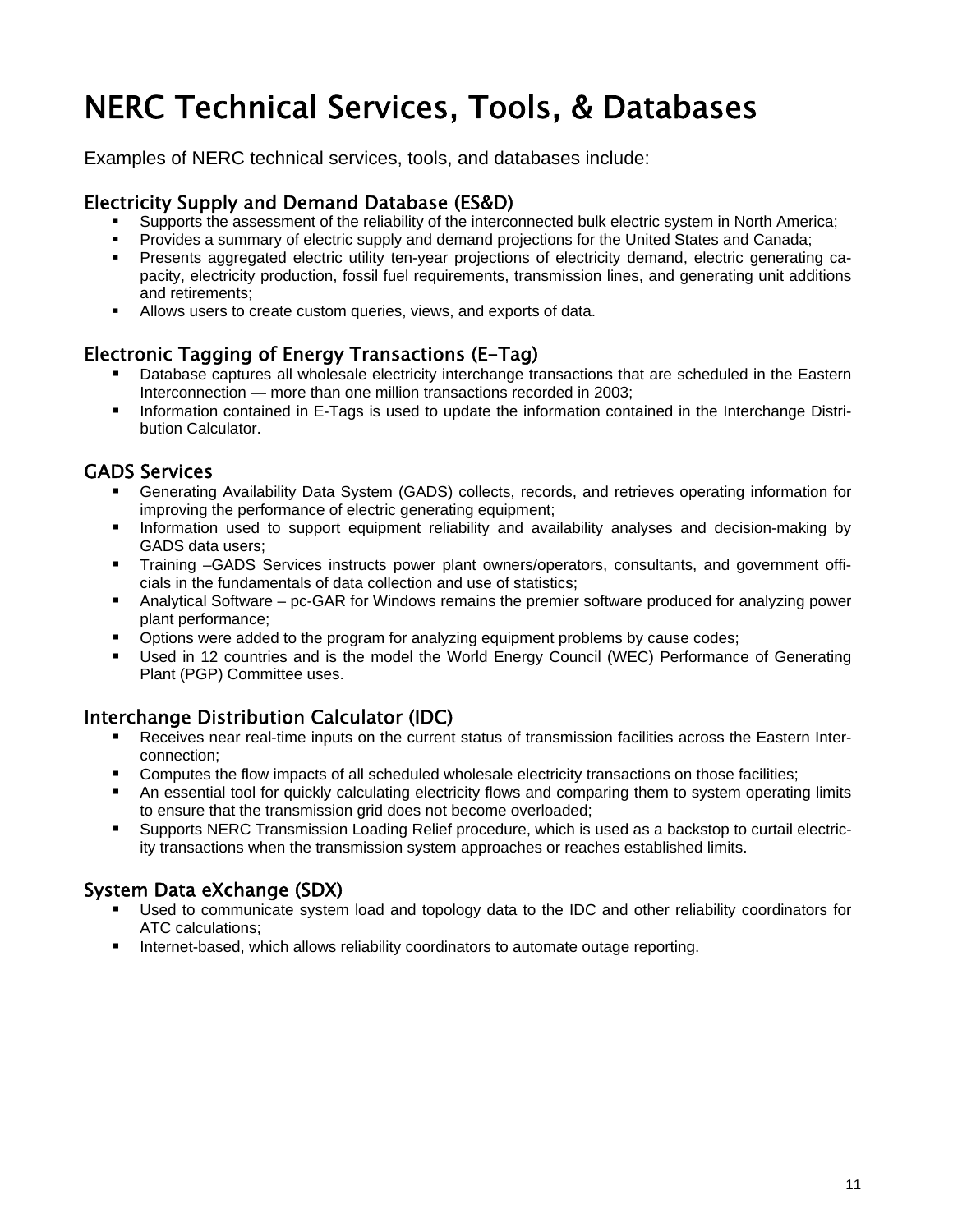# NERC Technical Services, Tools, & Databases

Examples of NERC technical services, tools, and databases include:

## Electricity Supply and Demand Database (ES&D)

- Supports the assessment of the reliability of the interconnected bulk electric system in North America;
- Provides a summary of electric supply and demand projections for the United States and Canada;
- Presents aggregated electric utility ten-year projections of electricity demand, electric generating capacity, electricity production, fossil fuel requirements, transmission lines, and generating unit additions and retirements;
- Allows users to create custom queries, views, and exports of data.

## Electronic Tagging of Energy Transactions (E-Tag)

- Database captures all wholesale electricity interchange transactions that are scheduled in the Eastern Interconnection — more than one million transactions recorded in 2003;
- Information contained in E-Tags is used to update the information contained in the Interchange Distribution Calculator.

## GADS Services

- Generating Availability Data System (GADS) collects, records, and retrieves operating information for improving the performance of electric generating equipment;
- Information used to support equipment reliability and availability analyses and decision-making by GADS data users;
- Training –GADS Services instructs power plant owners/operators, consultants, and government officials in the fundamentals of data collection and use of statistics;
- Analytical Software – pc-GAR for Windows remains the premier software produced for analyzing power plant performance;
- Options were added to the program for analyzing equipment problems by cause codes;
- Used in 12 countries and is the model the World Energy Council (WEC) Performance of Generating Plant (PGP) Committee uses.

## Interchange Distribution Calculator (IDC)

- Receives near real-time inputs on the current status of transmission facilities across the Eastern Interconnection;
- Computes the flow impacts of all scheduled wholesale electricity transactions on those facilities;
- An essential tool for quickly calculating electricity flows and comparing them to system operating limits to ensure that the transmission grid does not become overloaded;
- Supports NERC Transmission Loading Relief procedure, which is used as a backstop to curtail electricity transactions when the transmission system approaches or reaches established limits.

## System Data eXchange (SDX)

- Used to communicate system load and topology data to the IDC and other reliability coordinators for ATC calculations;
- Internet-based, which allows reliability coordinators to automate outage reporting.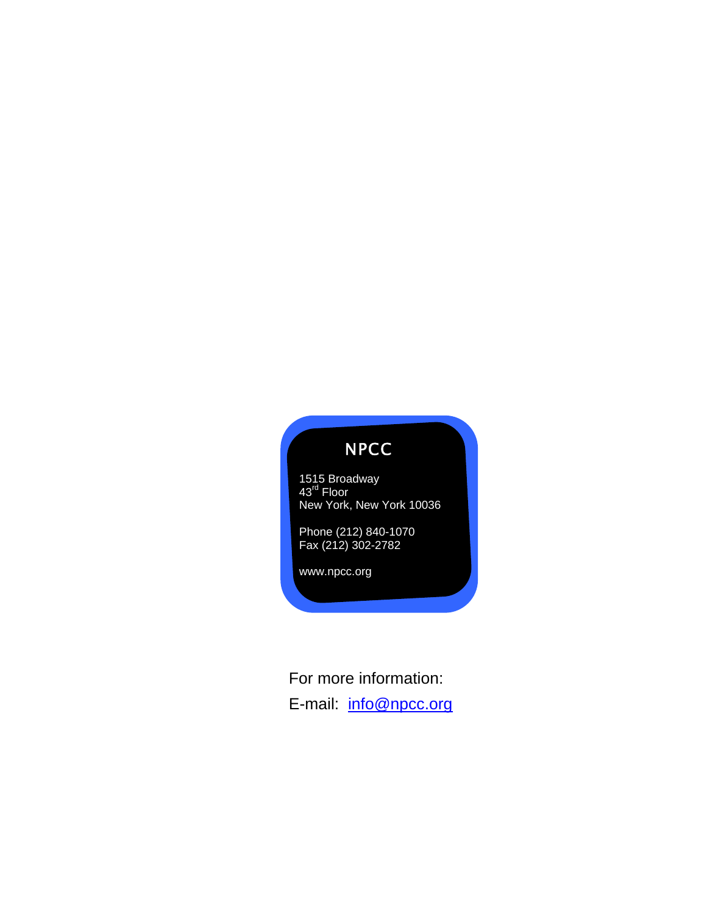**NPCC**

1515 Broadway
43rd Floor
New York, New York 10036

Phone (212) 840-1070
Fax (212) 302-2782

www.npcc.org

For more information:

E-mail: info@npcc.org